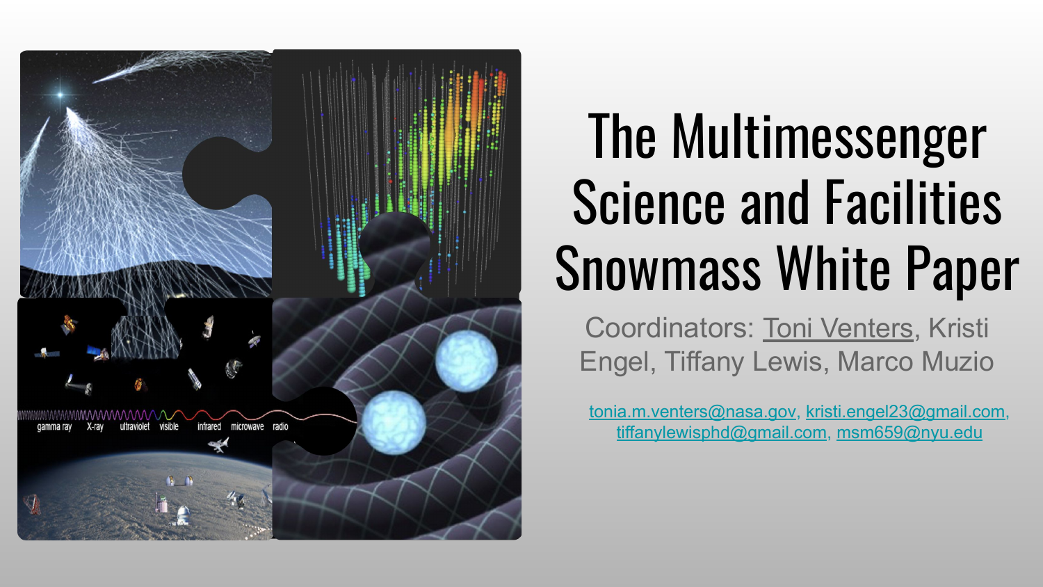# The Multimessenger Science and Facilities Snowmass White Paper

Coordinators: Toni Venters, Kristi Engel, Tiffany Lewis, Marco Muzio

tonia.m.venters@nasa.gov, kristi.engel23@gmail.com, tiffanylewisphd@gmail.com, msm659@nyu.edu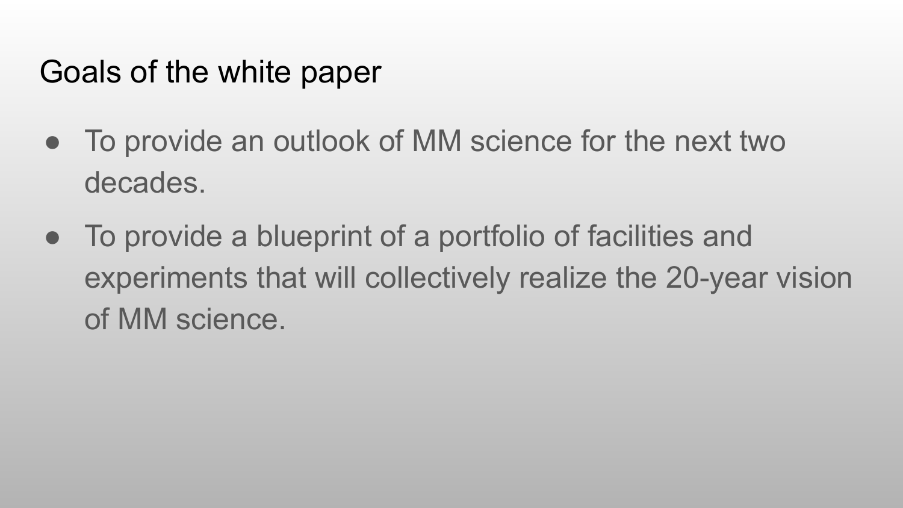# Goals of the white paper

- To provide an outlook of MM science for the next two decades.
- To provide a blueprint of a portfolio of facilities and experiments that will collectively realize the 20-year vision of MM science.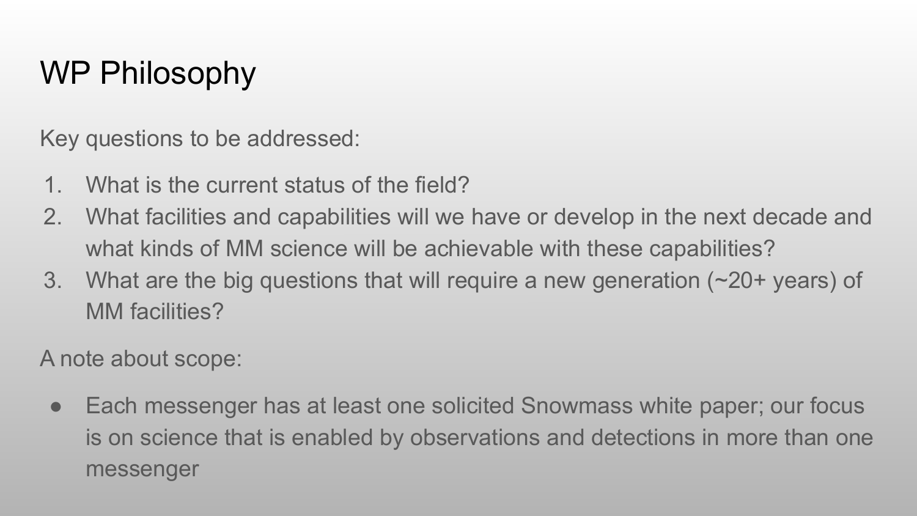# WP Philosophy

Key questions to be addressed:

1. What is the current status of the field?
2. What facilities and capabilities will we have or develop in the next decade and what kinds of MM science will be achievable with these capabilities?
3. What are the big questions that will require a new generation (~20+ years) of MM facilities?

A note about scope:

- Each messenger has at least one solicited Snowmass white paper; our focus is on science that is enabled by observations and detections in more than one messenger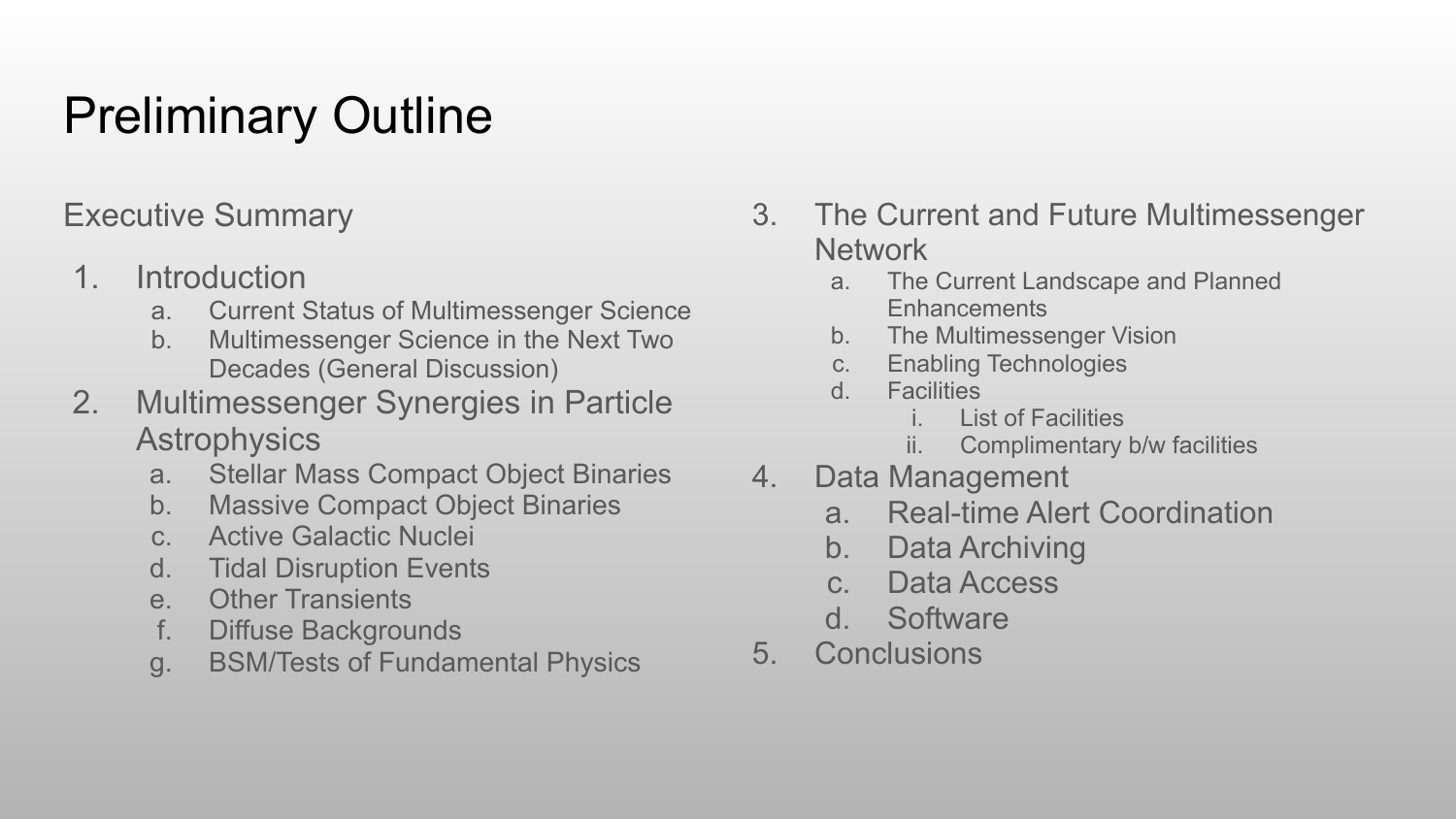# Preliminary Outline

Executive Summary

1. Introduction
   a. Current Status of Multimessenger Science
   b. Multimessenger Science in the Next Two Decades (General Discussion)
2. Multimessenger Synergies in Particle Astrophysics
   a. Stellar Mass Compact Object Binaries
   b. Massive Compact Object Binaries
   c. Active Galactic Nuclei
   d. Tidal Disruption Events
   e. Other Transients
   f. Diffuse Backgrounds
   g. BSM/Tests of Fundamental Physics
3. The Current and Future Multimessenger Network
   a. The Current Landscape and Planned Enhancements
   b. The Multimessenger Vision
   c. Enabling Technologies
   d. Facilities
      i. List of Facilities
      ii. Complimentary b/w facilities
4. Data Management
   a. Real-time Alert Coordination
   b. Data Archiving
   c. Data Access
   d. Software
5. Conclusions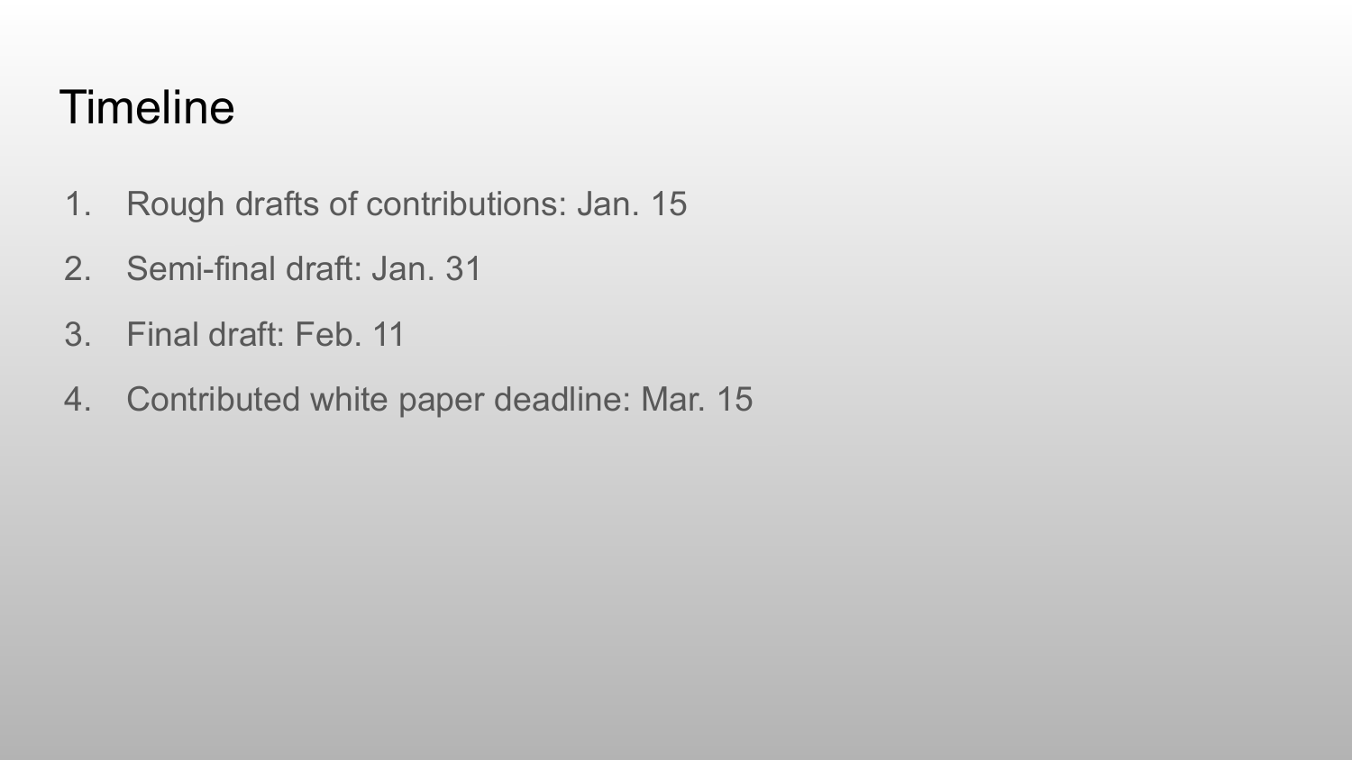# Timeline

1. Rough drafts of contributions: Jan. 15
2. Semi-final draft: Jan. 31
3. Final draft: Feb. 11
4. Contributed white paper deadline: Mar. 15